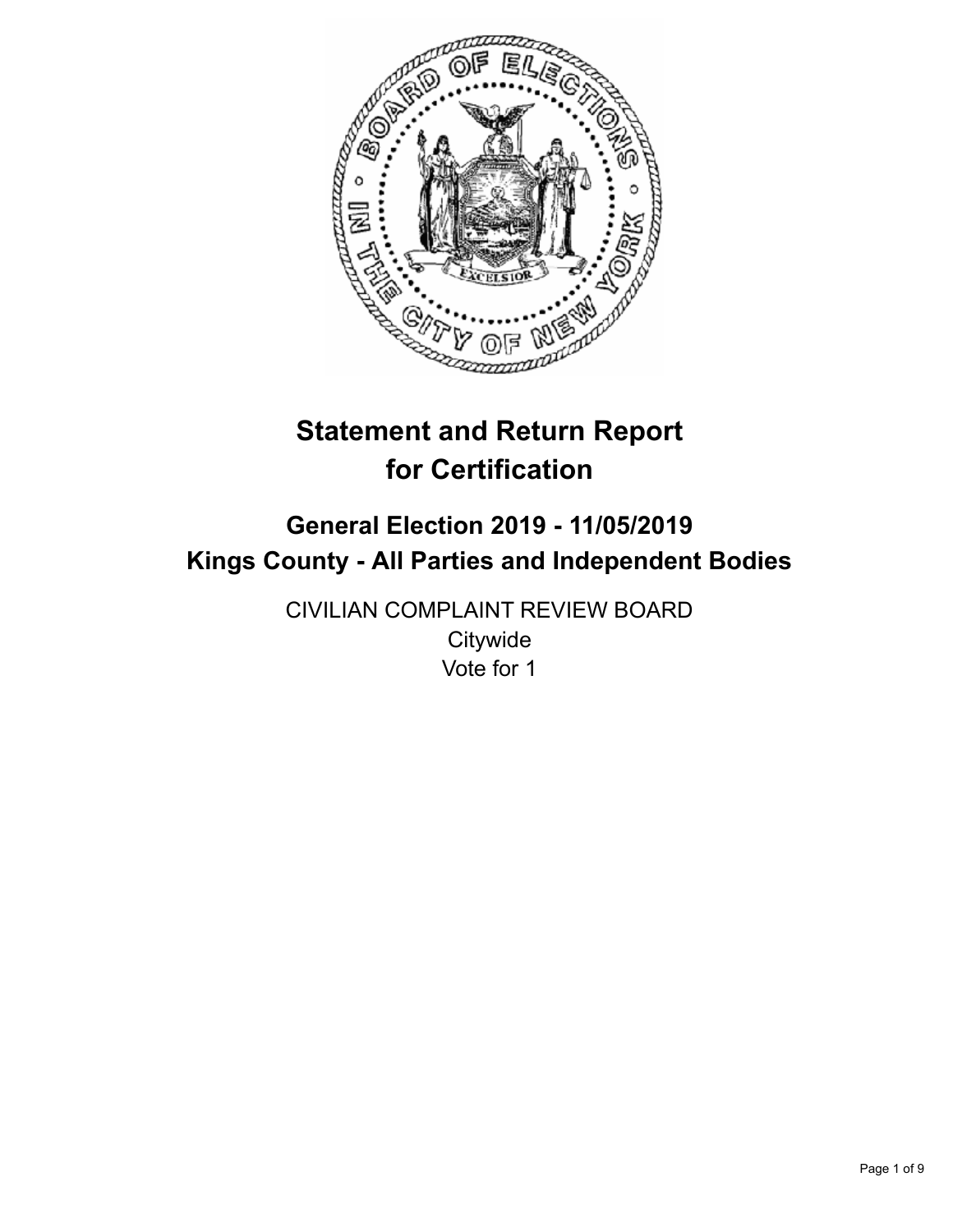# Statement and Return Report for Certification

## General Election 2019 - 11/05/2019
## Kings County - All Parties and Independent Bodies

CIVILIAN COMPLAINT REVIEW BOARD
Citywide
Vote for 1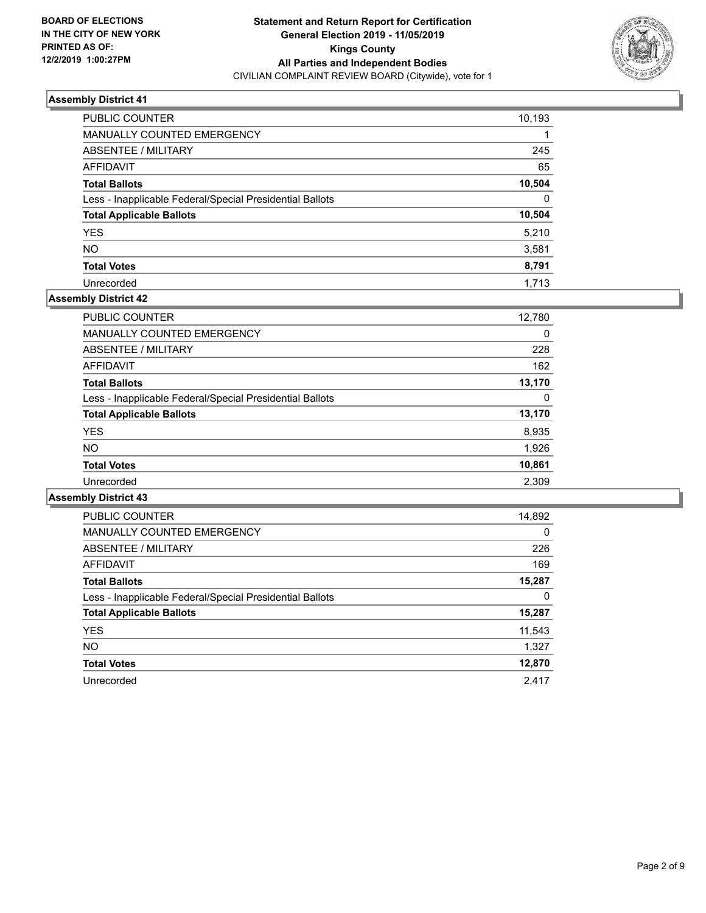**BOARD OF ELECTIONS IN THE CITY OF NEW YORK PRINTED AS OF: 12/2/2019 1:00:27PM**

**Statement and Return Report for Certification General Election 2019 - 11/05/2019 Kings County All Parties and Independent Bodies**
CIVILIAN COMPLAINT REVIEW BOARD (Citywide), vote for 1

### Assembly District 41

| | |
|---|---|
| PUBLIC COUNTER | 10,193 |
| MANUALLY COUNTED EMERGENCY | 1 |
| ABSENTEE / MILITARY | 245 |
| AFFIDAVIT | 65 |
| **Total Ballots** | **10,504** |
| Less - Inapplicable Federal/Special Presidential Ballots | 0 |
| **Total Applicable Ballots** | **10,504** |
| YES | 5,210 |
| NO | 3,581 |
| **Total Votes** | **8,791** |
| Unrecorded | 1,713 |

### Assembly District 42

| | |
|---|---|
| PUBLIC COUNTER | 12,780 |
| MANUALLY COUNTED EMERGENCY | 0 |
| ABSENTEE / MILITARY | 228 |
| AFFIDAVIT | 162 |
| **Total Ballots** | **13,170** |
| Less - Inapplicable Federal/Special Presidential Ballots | 0 |
| **Total Applicable Ballots** | **13,170** |
| YES | 8,935 |
| NO | 1,926 |
| **Total Votes** | **10,861** |
| Unrecorded | 2,309 |

### Assembly District 43

| | |
|---|---|
| PUBLIC COUNTER | 14,892 |
| MANUALLY COUNTED EMERGENCY | 0 |
| ABSENTEE / MILITARY | 226 |
| AFFIDAVIT | 169 |
| **Total Ballots** | **15,287** |
| Less - Inapplicable Federal/Special Presidential Ballots | 0 |
| **Total Applicable Ballots** | **15,287** |
| YES | 11,543 |
| NO | 1,327 |
| **Total Votes** | **12,870** |
| Unrecorded | 2,417 |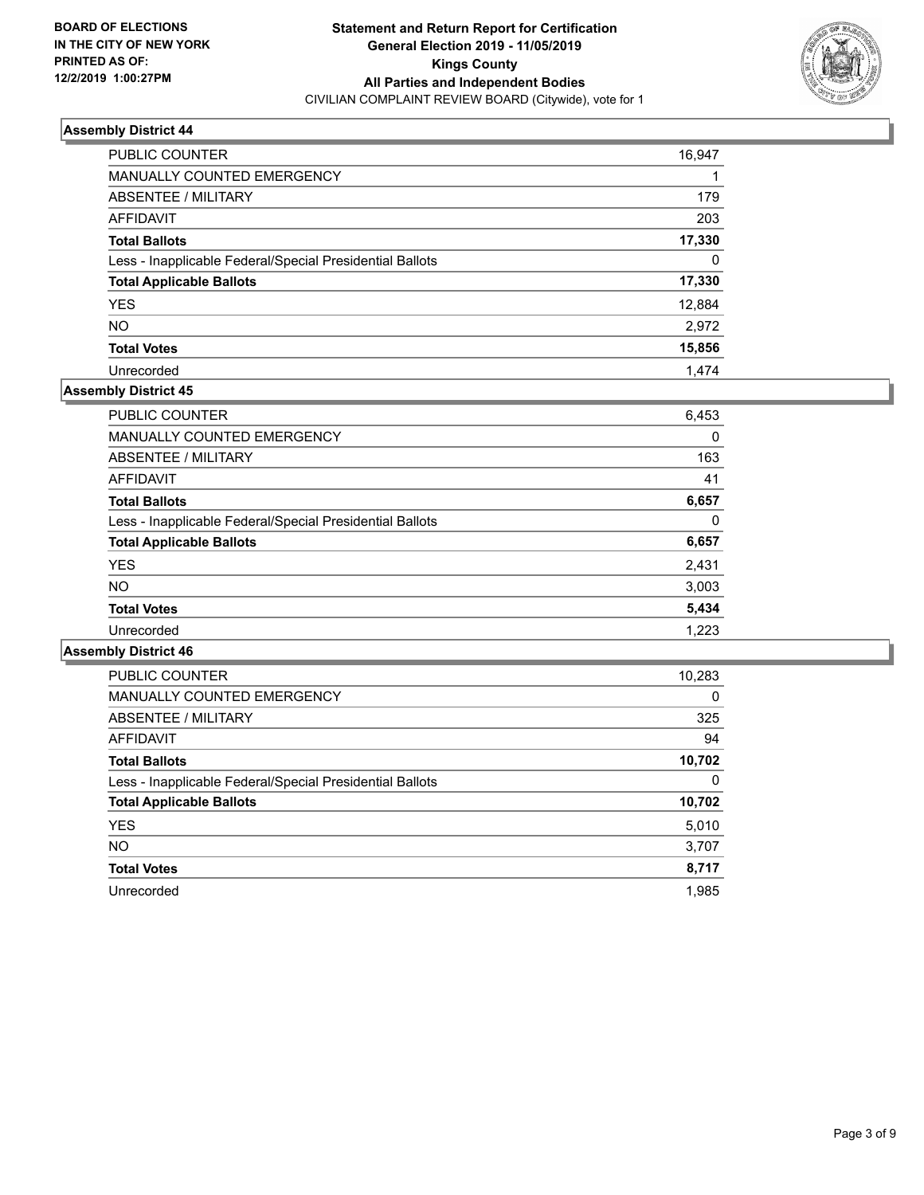**BOARD OF ELECTIONS IN THE CITY OF NEW YORK PRINTED AS OF: 12/2/2019 1:00:27PM**

**Statement and Return Report for Certification General Election 2019 - 11/05/2019 Kings County All Parties and Independent Bodies**

CIVILIAN COMPLAINT REVIEW BOARD (Citywide), vote for 1

### Assembly District 44

| | |
|---|---|
| PUBLIC COUNTER | 16,947 |
| MANUALLY COUNTED EMERGENCY | 1 |
| ABSENTEE / MILITARY | 179 |
| AFFIDAVIT | 203 |
| **Total Ballots** | **17,330** |
| Less - Inapplicable Federal/Special Presidential Ballots | 0 |
| **Total Applicable Ballots** | **17,330** |
| YES | 12,884 |
| NO | 2,972 |
| **Total Votes** | **15,856** |
| Unrecorded | 1,474 |

### Assembly District 45

| | |
|---|---|
| PUBLIC COUNTER | 6,453 |
| MANUALLY COUNTED EMERGENCY | 0 |
| ABSENTEE / MILITARY | 163 |
| AFFIDAVIT | 41 |
| **Total Ballots** | **6,657** |
| Less - Inapplicable Federal/Special Presidential Ballots | 0 |
| **Total Applicable Ballots** | **6,657** |
| YES | 2,431 |
| NO | 3,003 |
| **Total Votes** | **5,434** |
| Unrecorded | 1,223 |

### Assembly District 46

| | |
|---|---|
| PUBLIC COUNTER | 10,283 |
| MANUALLY COUNTED EMERGENCY | 0 |
| ABSENTEE / MILITARY | 325 |
| AFFIDAVIT | 94 |
| **Total Ballots** | **10,702** |
| Less - Inapplicable Federal/Special Presidential Ballots | 0 |
| **Total Applicable Ballots** | **10,702** |
| YES | 5,010 |
| NO | 3,707 |
| **Total Votes** | **8,717** |
| Unrecorded | 1,985 |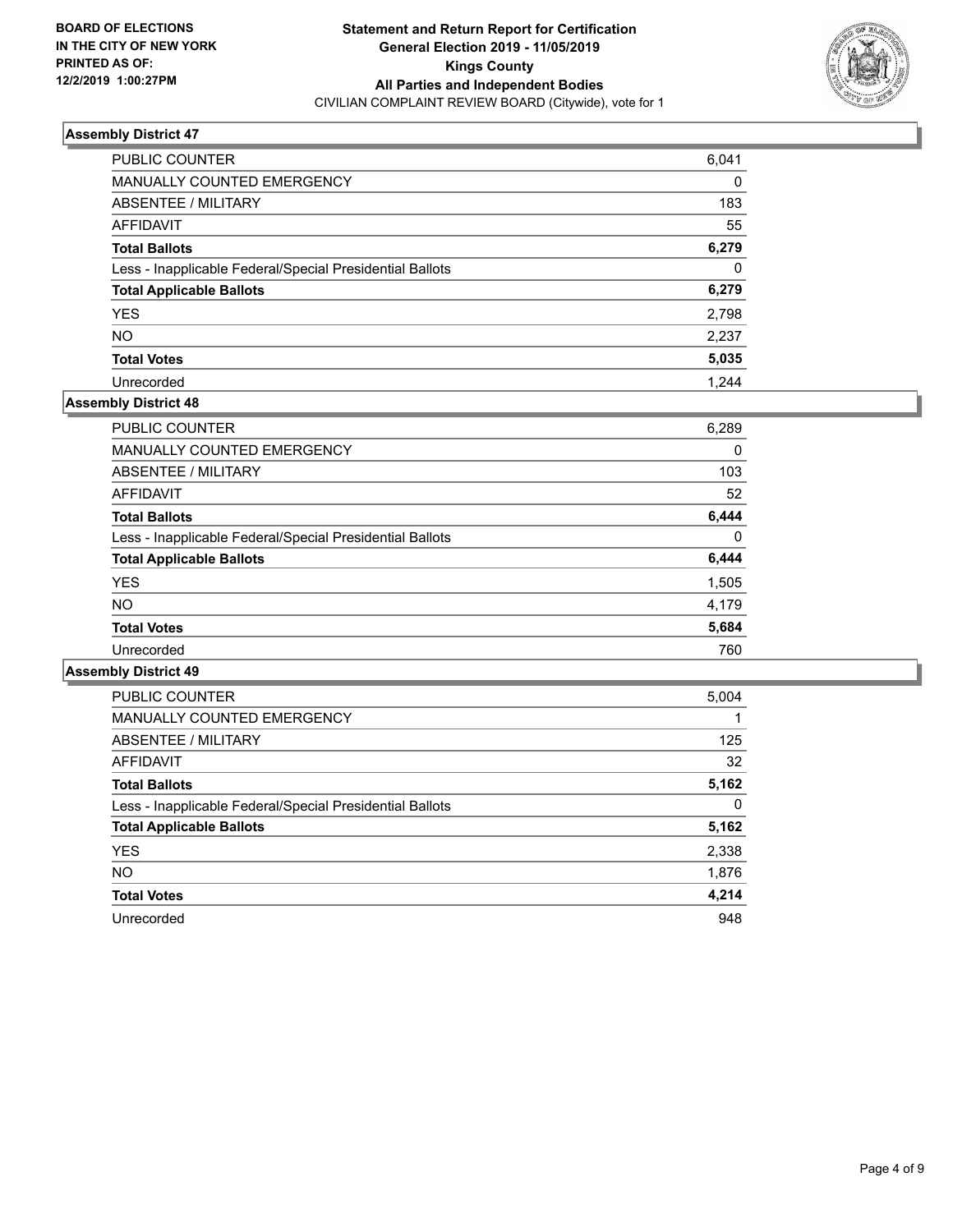BOARD OF ELECTIONS
IN THE CITY OF NEW YORK
PRINTED AS OF:
12/2/2019 1:00:27PM

**Statement and Return Report for Certification**
**General Election 2019 - 11/05/2019**
**Kings County**
**All Parties and Independent Bodies**
CIVILIAN COMPLAINT REVIEW BOARD (Citywide), vote for 1

### Assembly District 47

| | |
|---|---|
| PUBLIC COUNTER | 6,041 |
| MANUALLY COUNTED EMERGENCY | 0 |
| ABSENTEE / MILITARY | 183 |
| AFFIDAVIT | 55 |
| **Total Ballots** | **6,279** |
| Less - Inapplicable Federal/Special Presidential Ballots | 0 |
| **Total Applicable Ballots** | **6,279** |
| YES | 2,798 |
| NO | 2,237 |
| **Total Votes** | **5,035** |
| Unrecorded | 1,244 |

### Assembly District 48

| | |
|---|---|
| PUBLIC COUNTER | 6,289 |
| MANUALLY COUNTED EMERGENCY | 0 |
| ABSENTEE / MILITARY | 103 |
| AFFIDAVIT | 52 |
| **Total Ballots** | **6,444** |
| Less - Inapplicable Federal/Special Presidential Ballots | 0 |
| **Total Applicable Ballots** | **6,444** |
| YES | 1,505 |
| NO | 4,179 |
| **Total Votes** | **5,684** |
| Unrecorded | 760 |

### Assembly District 49

| | |
|---|---|
| PUBLIC COUNTER | 5,004 |
| MANUALLY COUNTED EMERGENCY | 1 |
| ABSENTEE / MILITARY | 125 |
| AFFIDAVIT | 32 |
| **Total Ballots** | **5,162** |
| Less - Inapplicable Federal/Special Presidential Ballots | 0 |
| **Total Applicable Ballots** | **5,162** |
| YES | 2,338 |
| NO | 1,876 |
| **Total Votes** | **4,214** |
| Unrecorded | 948 |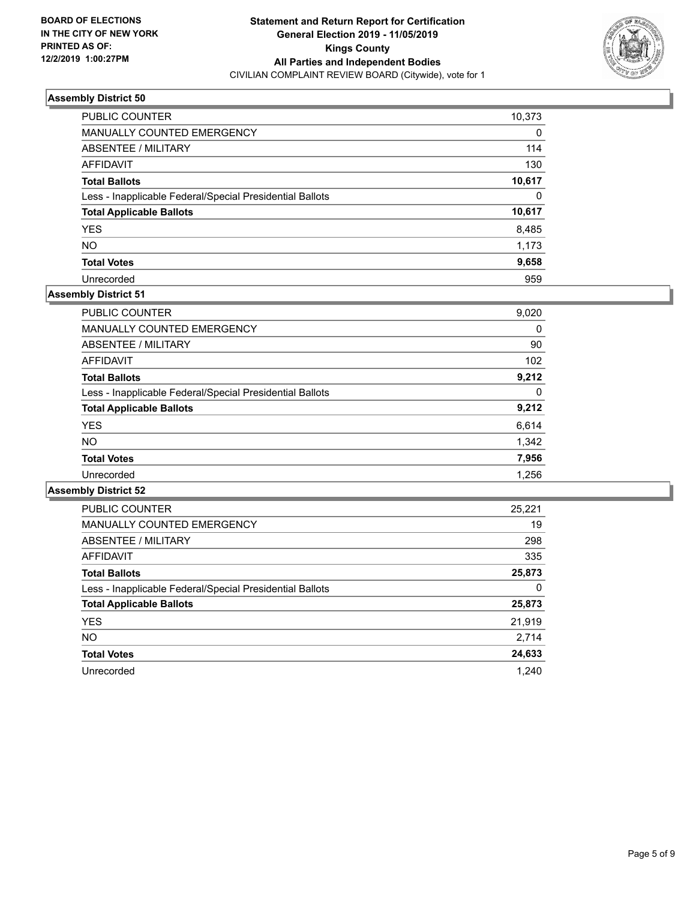**BOARD OF ELECTIONS IN THE CITY OF NEW YORK PRINTED AS OF: 12/2/2019 1:00:27PM**

# Statement and Return Report for Certification
## General Election 2019 - 11/05/2019
## Kings County
## All Parties and Independent Bodies
CIVILIAN COMPLAINT REVIEW BOARD (Citywide), vote for 1

### Assembly District 50

| | |
|---|---|
| PUBLIC COUNTER | 10,373 |
| MANUALLY COUNTED EMERGENCY | 0 |
| ABSENTEE / MILITARY | 114 |
| AFFIDAVIT | 130 |
| **Total Ballots** | **10,617** |
| Less - Inapplicable Federal/Special Presidential Ballots | 0 |
| **Total Applicable Ballots** | **10,617** |
| YES | 8,485 |
| NO | 1,173 |
| **Total Votes** | **9,658** |
| Unrecorded | 959 |

### Assembly District 51

| | |
|---|---|
| PUBLIC COUNTER | 9,020 |
| MANUALLY COUNTED EMERGENCY | 0 |
| ABSENTEE / MILITARY | 90 |
| AFFIDAVIT | 102 |
| **Total Ballots** | **9,212** |
| Less - Inapplicable Federal/Special Presidential Ballots | 0 |
| **Total Applicable Ballots** | **9,212** |
| YES | 6,614 |
| NO | 1,342 |
| **Total Votes** | **7,956** |
| Unrecorded | 1,256 |

### Assembly District 52

| | |
|---|---|
| PUBLIC COUNTER | 25,221 |
| MANUALLY COUNTED EMERGENCY | 19 |
| ABSENTEE / MILITARY | 298 |
| AFFIDAVIT | 335 |
| **Total Ballots** | **25,873** |
| Less - Inapplicable Federal/Special Presidential Ballots | 0 |
| **Total Applicable Ballots** | **25,873** |
| YES | 21,919 |
| NO | 2,714 |
| **Total Votes** | **24,633** |
| Unrecorded | 1,240 |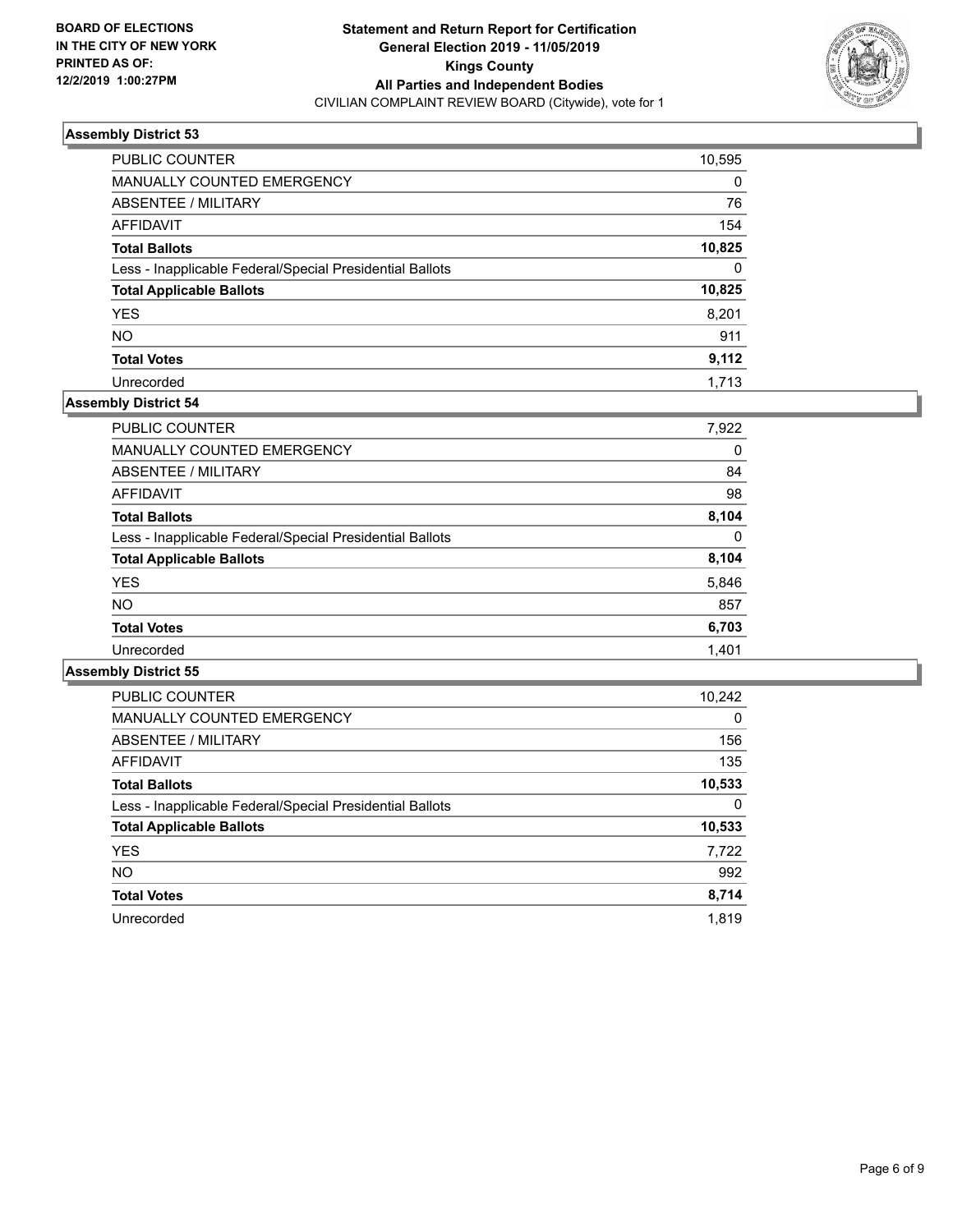**BOARD OF ELECTIONS IN THE CITY OF NEW YORK PRINTED AS OF: 12/2/2019 1:00:27PM**

**Statement and Return Report for Certification**
**General Election 2019 - 11/05/2019**
**Kings County**
**All Parties and Independent Bodies**
CIVILIAN COMPLAINT REVIEW BOARD (Citywide), vote for 1

### Assembly District 53

| | |
|---|---|
| PUBLIC COUNTER | 10,595 |
| MANUALLY COUNTED EMERGENCY | 0 |
| ABSENTEE / MILITARY | 76 |
| AFFIDAVIT | 154 |
| **Total Ballots** | **10,825** |
| Less - Inapplicable Federal/Special Presidential Ballots | 0 |
| **Total Applicable Ballots** | **10,825** |
| YES | 8,201 |
| NO | 911 |
| **Total Votes** | **9,112** |
| Unrecorded | 1,713 |

### Assembly District 54

| | |
|---|---|
| PUBLIC COUNTER | 7,922 |
| MANUALLY COUNTED EMERGENCY | 0 |
| ABSENTEE / MILITARY | 84 |
| AFFIDAVIT | 98 |
| **Total Ballots** | **8,104** |
| Less - Inapplicable Federal/Special Presidential Ballots | 0 |
| **Total Applicable Ballots** | **8,104** |
| YES | 5,846 |
| NO | 857 |
| **Total Votes** | **6,703** |
| Unrecorded | 1,401 |

### Assembly District 55

| | |
|---|---|
| PUBLIC COUNTER | 10,242 |
| MANUALLY COUNTED EMERGENCY | 0 |
| ABSENTEE / MILITARY | 156 |
| AFFIDAVIT | 135 |
| **Total Ballots** | **10,533** |
| Less - Inapplicable Federal/Special Presidential Ballots | 0 |
| **Total Applicable Ballots** | **10,533** |
| YES | 7,722 |
| NO | 992 |
| **Total Votes** | **8,714** |
| Unrecorded | 1,819 |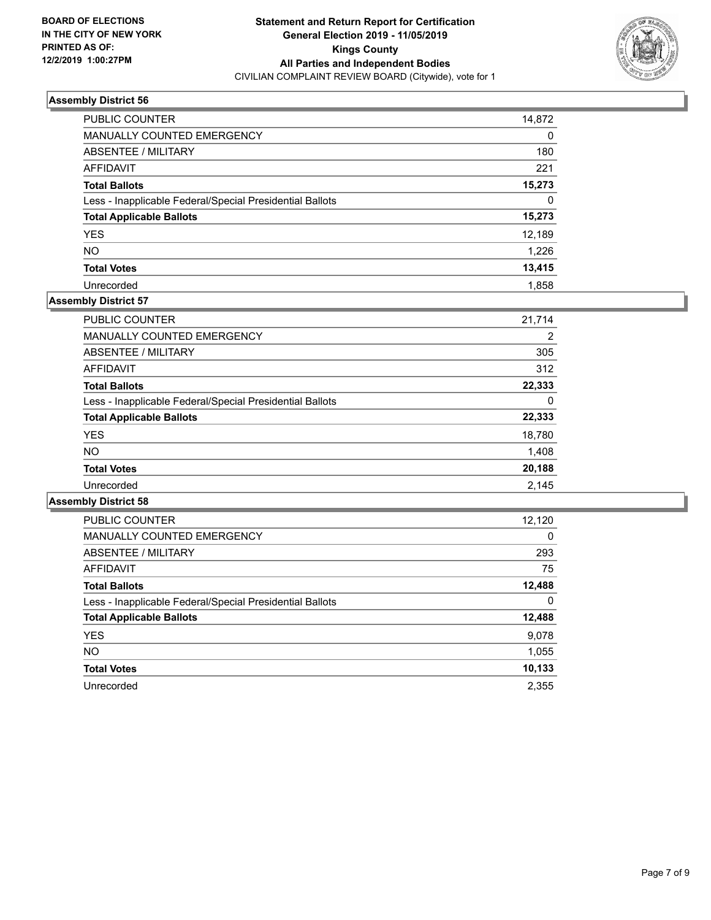**BOARD OF ELECTIONS IN THE CITY OF NEW YORK PRINTED AS OF: 12/2/2019 1:00:27PM**

**Statement and Return Report for Certification General Election 2019 - 11/05/2019 Kings County All Parties and Independent Bodies**
CIVILIAN COMPLAINT REVIEW BOARD (Citywide), vote for 1

### Assembly District 56

| | |
|---|---|
| PUBLIC COUNTER | 14,872 |
| MANUALLY COUNTED EMERGENCY | 0 |
| ABSENTEE / MILITARY | 180 |
| AFFIDAVIT | 221 |
| **Total Ballots** | **15,273** |
| Less - Inapplicable Federal/Special Presidential Ballots | 0 |
| **Total Applicable Ballots** | **15,273** |
| YES | 12,189 |
| NO | 1,226 |
| **Total Votes** | **13,415** |
| Unrecorded | 1,858 |

### Assembly District 57

| | |
|---|---|
| PUBLIC COUNTER | 21,714 |
| MANUALLY COUNTED EMERGENCY | 2 |
| ABSENTEE / MILITARY | 305 |
| AFFIDAVIT | 312 |
| **Total Ballots** | **22,333** |
| Less - Inapplicable Federal/Special Presidential Ballots | 0 |
| **Total Applicable Ballots** | **22,333** |
| YES | 18,780 |
| NO | 1,408 |
| **Total Votes** | **20,188** |
| Unrecorded | 2,145 |

### Assembly District 58

| | |
|---|---|
| PUBLIC COUNTER | 12,120 |
| MANUALLY COUNTED EMERGENCY | 0 |
| ABSENTEE / MILITARY | 293 |
| AFFIDAVIT | 75 |
| **Total Ballots** | **12,488** |
| Less - Inapplicable Federal/Special Presidential Ballots | 0 |
| **Total Applicable Ballots** | **12,488** |
| YES | 9,078 |
| NO | 1,055 |
| **Total Votes** | **10,133** |
| Unrecorded | 2,355 |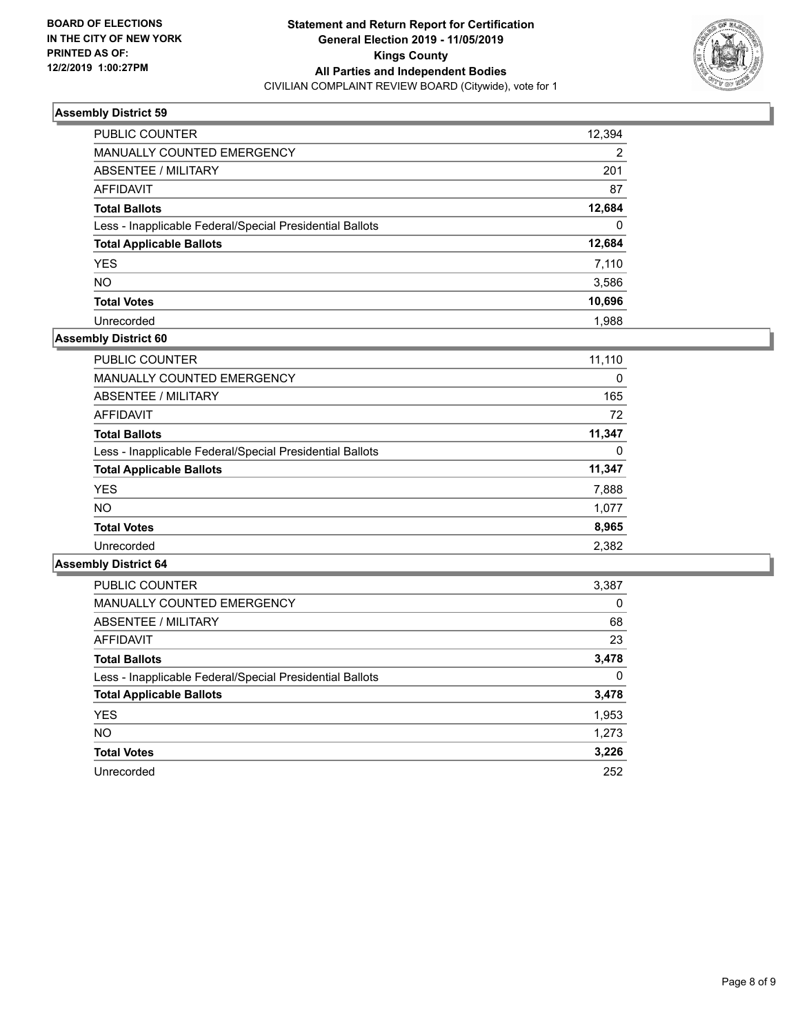BOARD OF ELECTIONS
IN THE CITY OF NEW YORK
PRINTED AS OF:
12/2/2019 1:00:27PM

**Statement and Return Report for Certification**
**General Election 2019 - 11/05/2019**
**Kings County**
**All Parties and Independent Bodies**
CIVILIAN COMPLAINT REVIEW BOARD (Citywide), vote for 1

### Assembly District 59

| | |
|---|---|
| PUBLIC COUNTER | 12,394 |
| MANUALLY COUNTED EMERGENCY | 2 |
| ABSENTEE / MILITARY | 201 |
| AFFIDAVIT | 87 |
| **Total Ballots** | **12,684** |
| Less - Inapplicable Federal/Special Presidential Ballots | 0 |
| **Total Applicable Ballots** | **12,684** |
| YES | 7,110 |
| NO | 3,586 |
| **Total Votes** | **10,696** |
| Unrecorded | 1,988 |

### Assembly District 60

| | |
|---|---|
| PUBLIC COUNTER | 11,110 |
| MANUALLY COUNTED EMERGENCY | 0 |
| ABSENTEE / MILITARY | 165 |
| AFFIDAVIT | 72 |
| **Total Ballots** | **11,347** |
| Less - Inapplicable Federal/Special Presidential Ballots | 0 |
| **Total Applicable Ballots** | **11,347** |
| YES | 7,888 |
| NO | 1,077 |
| **Total Votes** | **8,965** |
| Unrecorded | 2,382 |

### Assembly District 64

| | |
|---|---|
| PUBLIC COUNTER | 3,387 |
| MANUALLY COUNTED EMERGENCY | 0 |
| ABSENTEE / MILITARY | 68 |
| AFFIDAVIT | 23 |
| **Total Ballots** | **3,478** |
| Less - Inapplicable Federal/Special Presidential Ballots | 0 |
| **Total Applicable Ballots** | **3,478** |
| YES | 1,953 |
| NO | 1,273 |
| **Total Votes** | **3,226** |
| Unrecorded | 252 |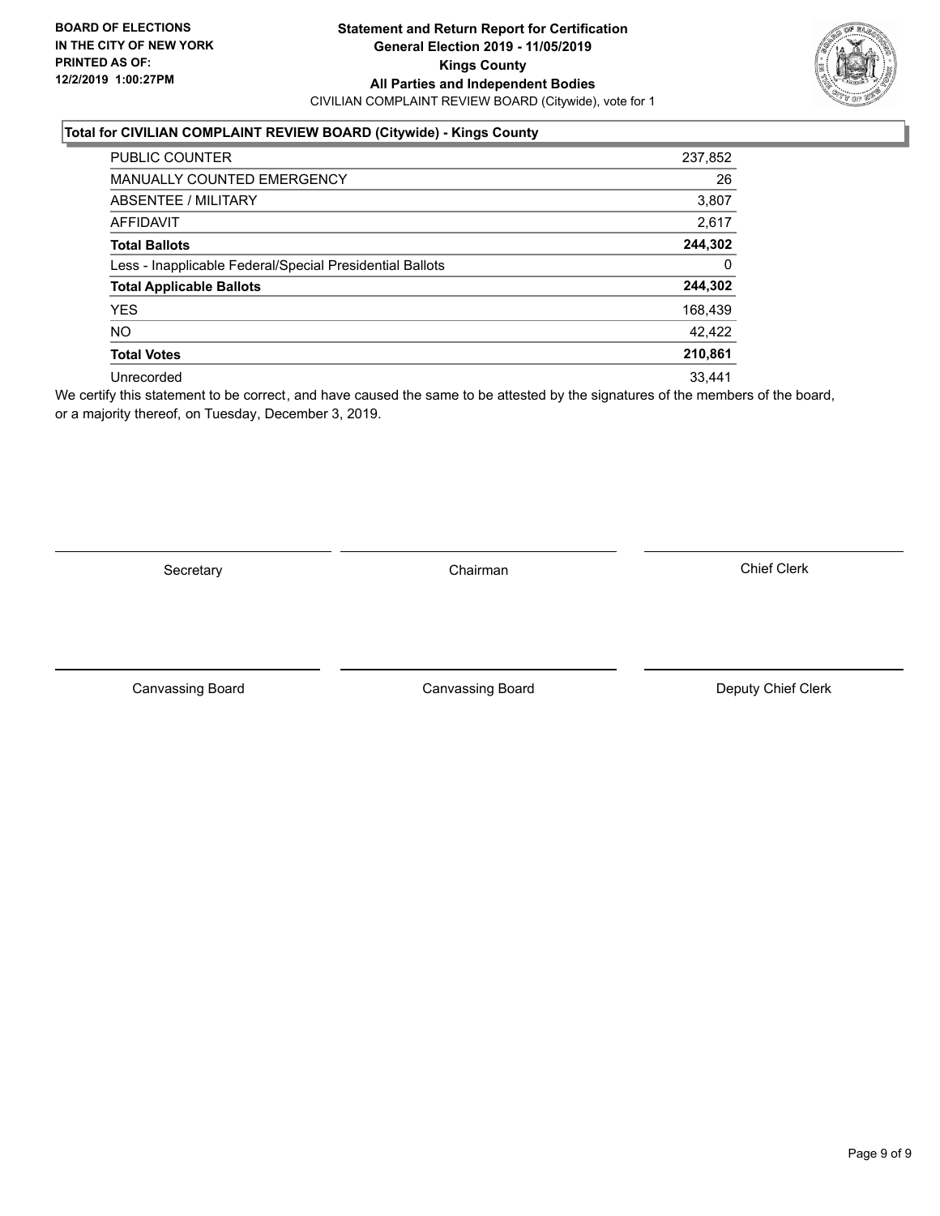**BOARD OF ELECTIONS IN THE CITY OF NEW YORK PRINTED AS OF: 12/2/2019 1:00:27PM**

**Statement and Return Report for Certification General Election 2019 - 11/05/2019 Kings County All Parties and Independent Bodies**

CIVILIAN COMPLAINT REVIEW BOARD (Citywide), vote for 1

### Total for CIVILIAN COMPLAINT REVIEW BOARD (Citywide) - Kings County

| | |
|---|---|
| PUBLIC COUNTER | 237,852 |
| MANUALLY COUNTED EMERGENCY | 26 |
| ABSENTEE / MILITARY | 3,807 |
| AFFIDAVIT | 2,617 |
| **Total Ballots** | **244,302** |
| Less - Inapplicable Federal/Special Presidential Ballots | 0 |
| **Total Applicable Ballots** | **244,302** |
| YES | 168,439 |
| NO | 42,422 |
| **Total Votes** | **210,861** |
| Unrecorded | 33,441 |

We certify this statement to be correct, and have caused the same to be attested by the signatures of the members of the board, or a majority thereof, on Tuesday, December 3, 2019.

Secretary

Chairman

Chief Clerk

Canvassing Board

Canvassing Board

Deputy Chief Clerk